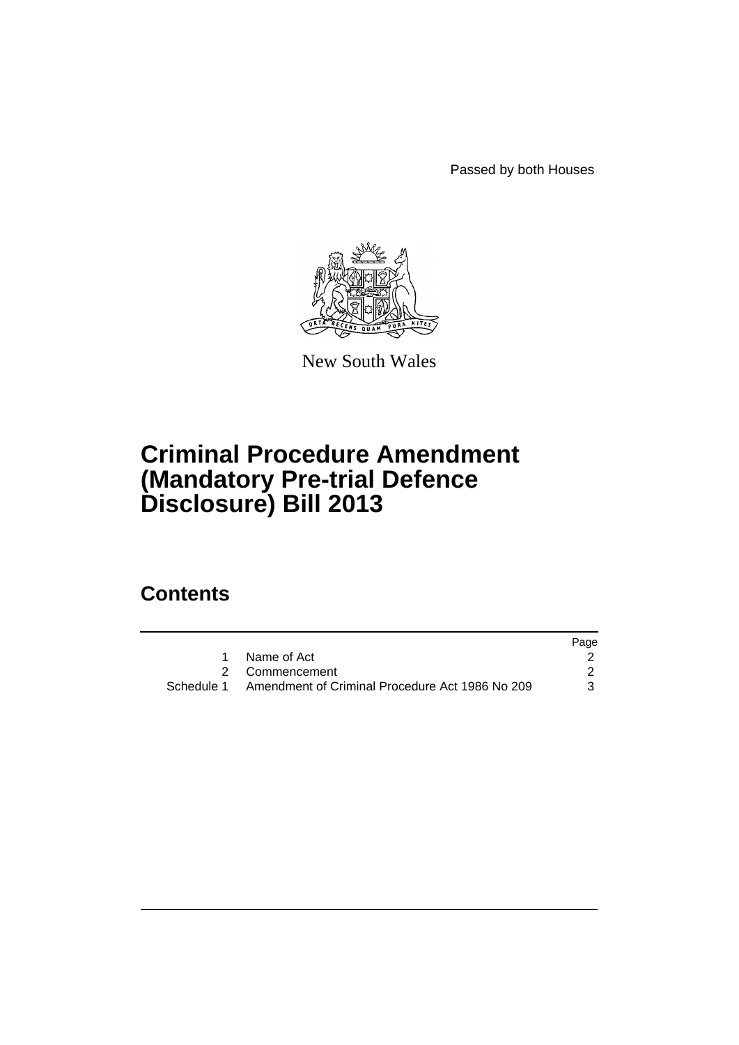Passed by both Houses

New South Wales

# Criminal Procedure Amendment (Mandatory Pre-trial Defence Disclosure) Bill 2013

## Contents

| | | Page |
|---|---|---|
| 1 | Name of Act | 2 |
| 2 | Commencement | 2 |
| Schedule 1 | Amendment of Criminal Procedure Act 1986 No 209 | 3 |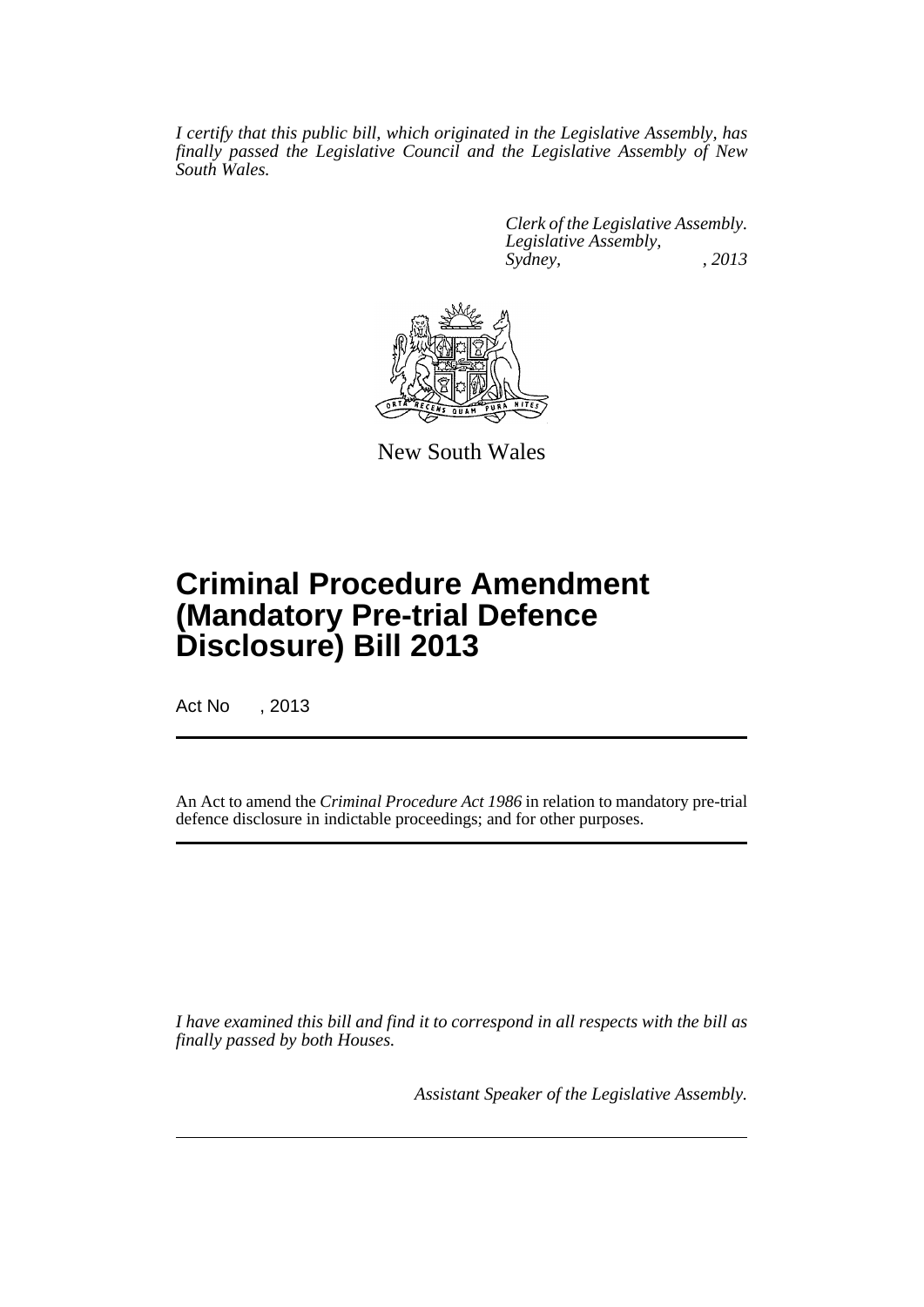*I certify that this public bill, which originated in the Legislative Assembly, has finally passed the Legislative Council and the Legislative Assembly of New South Wales.*

*Clerk of the Legislative Assembly.*
*Legislative Assembly,*
*Sydney, , 2013*

New South Wales

# Criminal Procedure Amendment (Mandatory Pre-trial Defence Disclosure) Bill 2013

Act No , 2013

An Act to amend the *Criminal Procedure Act 1986* in relation to mandatory pre-trial defence disclosure in indictable proceedings; and for other purposes.

*I have examined this bill and find it to correspond in all respects with the bill as finally passed by both Houses.*

*Assistant Speaker of the Legislative Assembly.*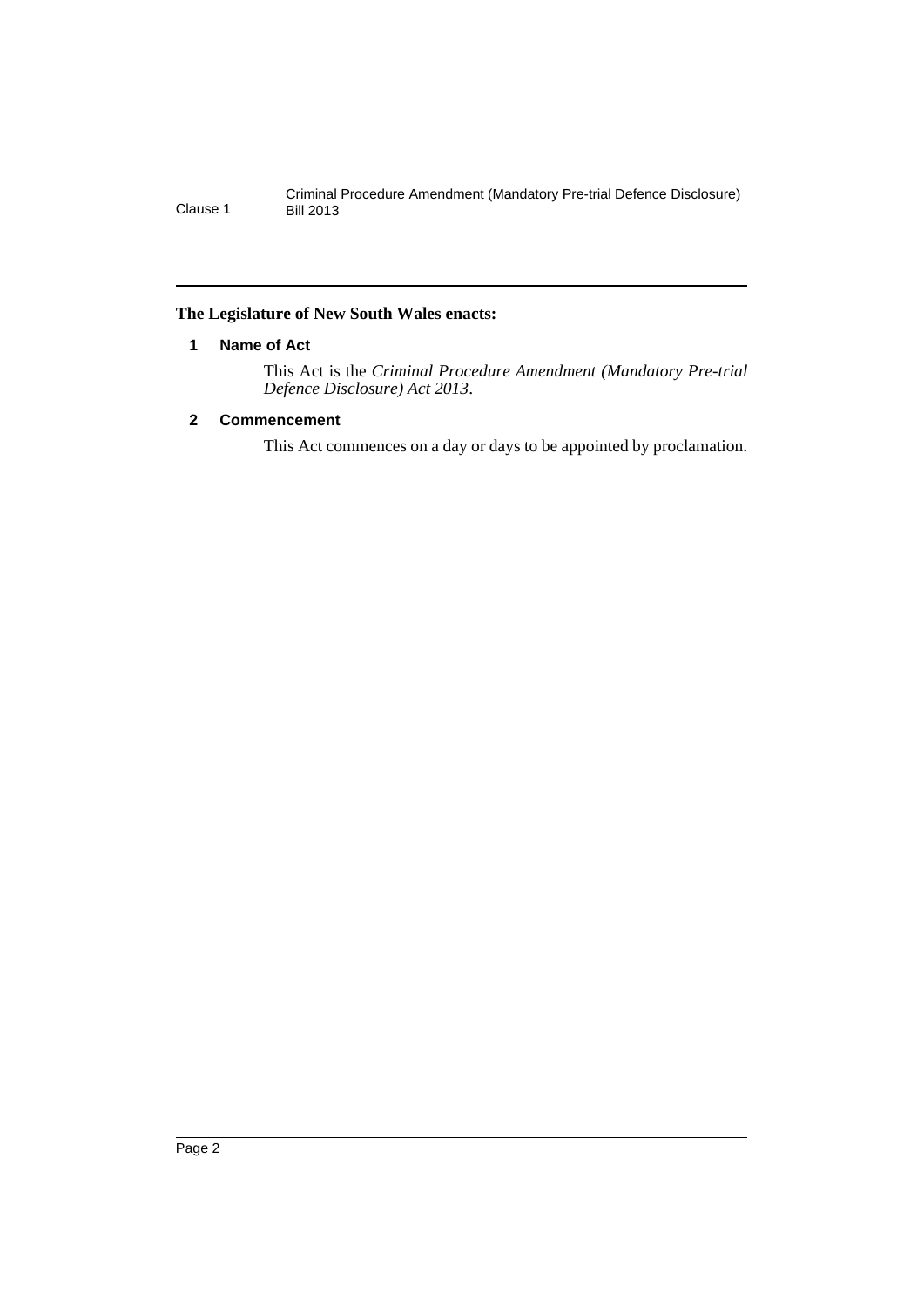**The Legislature of New South Wales enacts:**

## 1 Name of Act

This Act is the *Criminal Procedure Amendment (Mandatory Pre-trial Defence Disclosure) Act 2013*.

## 2 Commencement

This Act commences on a day or days to be appointed by proclamation.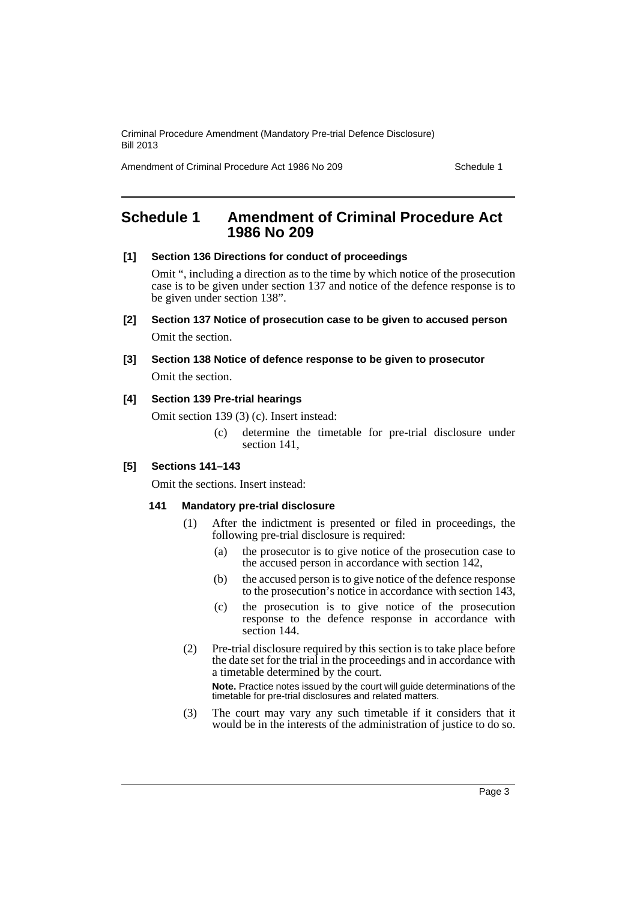# Schedule 1 Amendment of Criminal Procedure Act 1986 No 209

**[1] Section 136 Directions for conduct of proceedings**

Omit ", including a direction as to the time by which notice of the prosecution case is to be given under section 137 and notice of the defence response is to be given under section 138".

**[2] Section 137 Notice of prosecution case to be given to accused person**

Omit the section.

**[3] Section 138 Notice of defence response to be given to prosecutor**

Omit the section.

**[4] Section 139 Pre-trial hearings**

Omit section 139 (3) (c). Insert instead:

(c) determine the timetable for pre-trial disclosure under section 141,

**[5] Sections 141–143**

Omit the sections. Insert instead:

**141 Mandatory pre-trial disclosure**

(1) After the indictment is presented or filed in proceedings, the following pre-trial disclosure is required:

(a) the prosecutor is to give notice of the prosecution case to the accused person in accordance with section 142,

(b) the accused person is to give notice of the defence response to the prosecution's notice in accordance with section 143,

(c) the prosecution is to give notice of the prosecution response to the defence response in accordance with section 144.

(2) Pre-trial disclosure required by this section is to take place before the date set for the trial in the proceedings and in accordance with a timetable determined by the court.

**Note.** Practice notes issued by the court will guide determinations of the timetable for pre-trial disclosures and related matters.

(3) The court may vary any such timetable if it considers that it would be in the interests of the administration of justice to do so.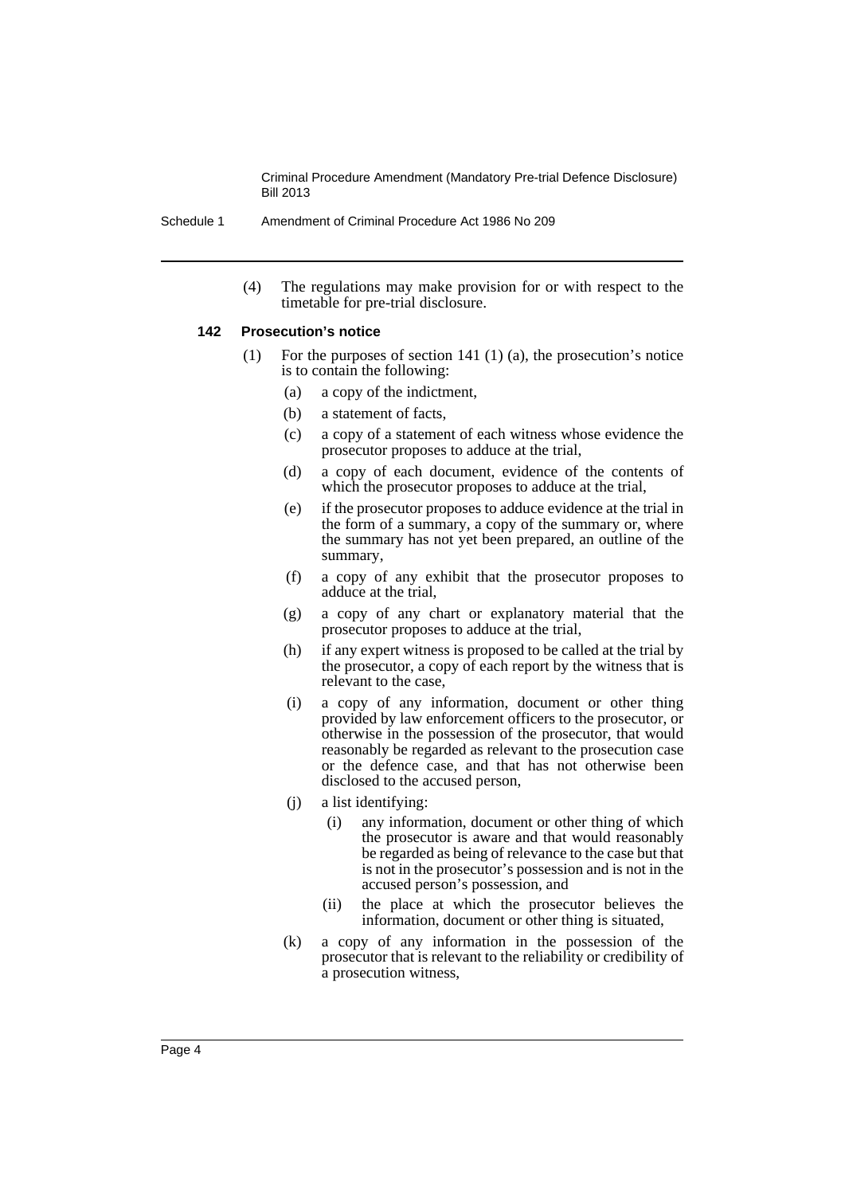(4) The regulations may make provision for or with respect to the timetable for pre-trial disclosure.

### 142 Prosecution's notice

(1) For the purposes of section 141 (1) (a), the prosecution's notice is to contain the following:

- (a) a copy of the indictment,
- (b) a statement of facts,
- (c) a copy of a statement of each witness whose evidence the prosecutor proposes to adduce at the trial,
- (d) a copy of each document, evidence of the contents of which the prosecutor proposes to adduce at the trial,
- (e) if the prosecutor proposes to adduce evidence at the trial in the form of a summary, a copy of the summary or, where the summary has not yet been prepared, an outline of the summary,
- (f) a copy of any exhibit that the prosecutor proposes to adduce at the trial,
- (g) a copy of any chart or explanatory material that the prosecutor proposes to adduce at the trial,
- (h) if any expert witness is proposed to be called at the trial by the prosecutor, a copy of each report by the witness that is relevant to the case,
- (i) a copy of any information, document or other thing provided by law enforcement officers to the prosecutor, or otherwise in the possession of the prosecutor, that would reasonably be regarded as relevant to the prosecution case or the defence case, and that has not otherwise been disclosed to the accused person,
- (j) a list identifying:
  - (i) any information, document or other thing of which the prosecutor is aware and that would reasonably be regarded as being of relevance to the case but that is not in the prosecutor's possession and is not in the accused person's possession, and
  - (ii) the place at which the prosecutor believes the information, document or other thing is situated,
- (k) a copy of any information in the possession of the prosecutor that is relevant to the reliability or credibility of a prosecution witness,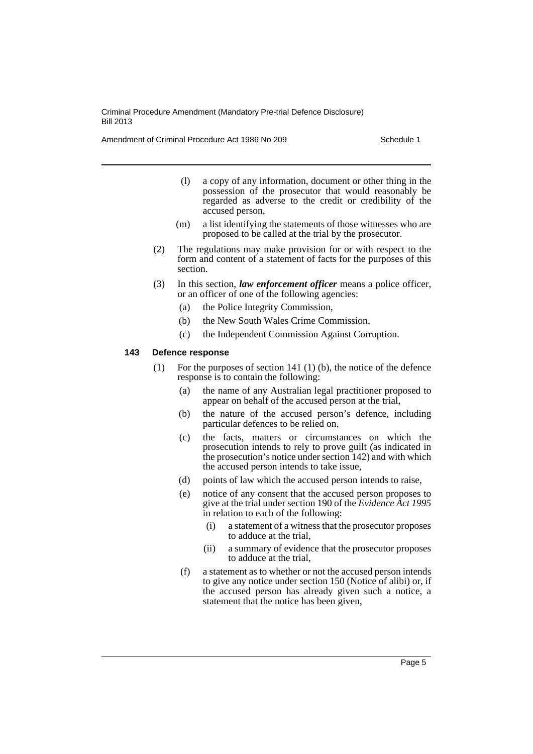(l) a copy of any information, document or other thing in the possession of the prosecutor that would reasonably be regarded as adverse to the credit or credibility of the accused person,

(m) a list identifying the statements of those witnesses who are proposed to be called at the trial by the prosecutor.

(2) The regulations may make provision for or with respect to the form and content of a statement of facts for the purposes of this section.

(3) In this section, ***law enforcement officer*** means a police officer, or an officer of one of the following agencies:

(a) the Police Integrity Commission,

(b) the New South Wales Crime Commission,

(c) the Independent Commission Against Corruption.

**143 Defence response**

(1) For the purposes of section 141 (1) (b), the notice of the defence response is to contain the following:

(a) the name of any Australian legal practitioner proposed to appear on behalf of the accused person at the trial,

(b) the nature of the accused person's defence, including particular defences to be relied on,

(c) the facts, matters or circumstances on which the prosecution intends to rely to prove guilt (as indicated in the prosecution's notice under section 142) and with which the accused person intends to take issue,

(d) points of law which the accused person intends to raise,

(e) notice of any consent that the accused person proposes to give at the trial under section 190 of the *Evidence Act 1995* in relation to each of the following:

(i) a statement of a witness that the prosecutor proposes to adduce at the trial,

(ii) a summary of evidence that the prosecutor proposes to adduce at the trial,

(f) a statement as to whether or not the accused person intends to give any notice under section 150 (Notice of alibi) or, if the accused person has already given such a notice, a statement that the notice has been given,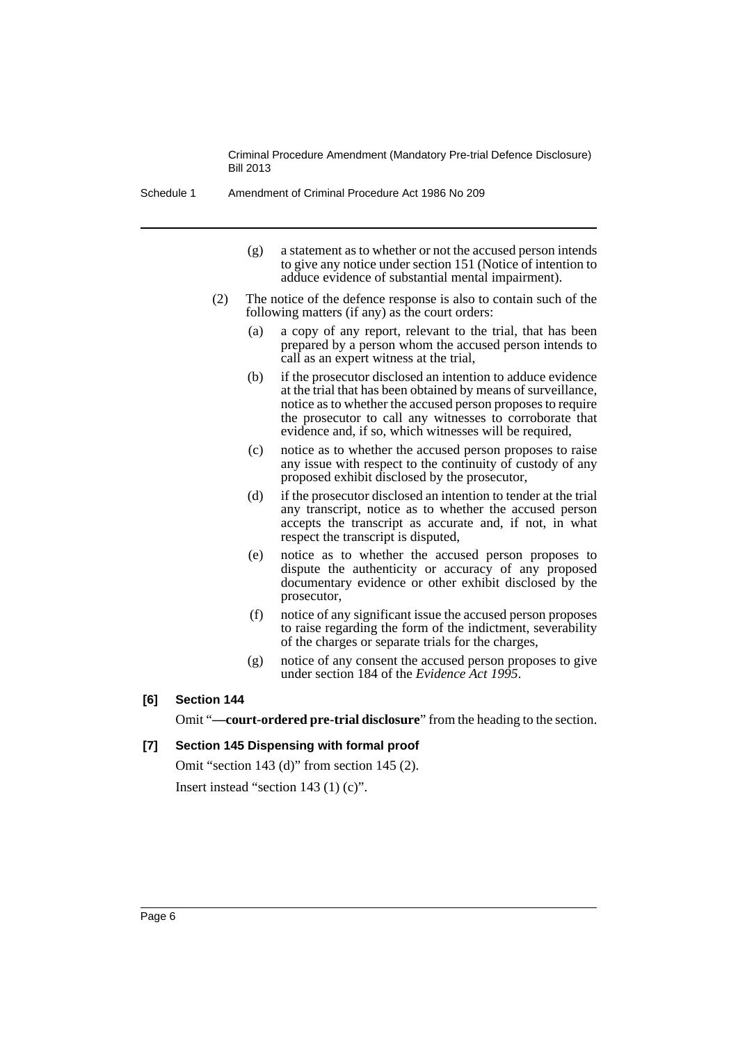(g) a statement as to whether or not the accused person intends to give any notice under section 151 (Notice of intention to adduce evidence of substantial mental impairment).

(2) The notice of the defence response is also to contain such of the following matters (if any) as the court orders:

(a) a copy of any report, relevant to the trial, that has been prepared by a person whom the accused person intends to call as an expert witness at the trial,

(b) if the prosecutor disclosed an intention to adduce evidence at the trial that has been obtained by means of surveillance, notice as to whether the accused person proposes to require the prosecutor to call any witnesses to corroborate that evidence and, if so, which witnesses will be required,

(c) notice as to whether the accused person proposes to raise any issue with respect to the continuity of custody of any proposed exhibit disclosed by the prosecutor,

(d) if the prosecutor disclosed an intention to tender at the trial any transcript, notice as to whether the accused person accepts the transcript as accurate and, if not, in what respect the transcript is disputed,

(e) notice as to whether the accused person proposes to dispute the authenticity or accuracy of any proposed documentary evidence or other exhibit disclosed by the prosecutor,

(f) notice of any significant issue the accused person proposes to raise regarding the form of the indictment, severability of the charges or separate trials for the charges,

(g) notice of any consent the accused person proposes to give under section 184 of the *Evidence Act 1995*.

### [6] Section 144

Omit "**—court-ordered pre-trial disclosure**" from the heading to the section.

### [7] Section 145 Dispensing with formal proof

Omit "section 143 (d)" from section 145 (2).

Insert instead "section 143 (1) (c)".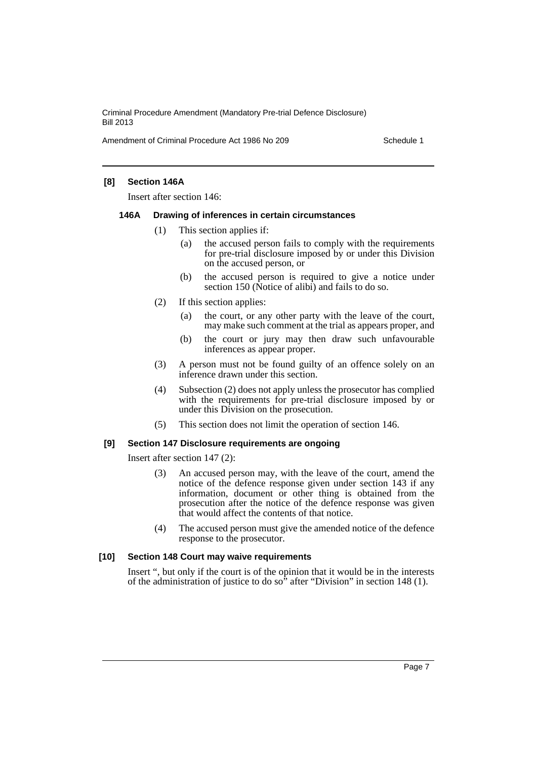### [8] Section 146A

Insert after section 146:

#### 146A Drawing of inferences in certain circumstances

(1) This section applies if:

- (a) the accused person fails to comply with the requirements for pre-trial disclosure imposed by or under this Division on the accused person, or
- (b) the accused person is required to give a notice under section 150 (Notice of alibi) and fails to do so.

(2) If this section applies:

- (a) the court, or any other party with the leave of the court, may make such comment at the trial as appears proper, and
- (b) the court or jury may then draw such unfavourable inferences as appear proper.

(3) A person must not be found guilty of an offence solely on an inference drawn under this section.

(4) Subsection (2) does not apply unless the prosecutor has complied with the requirements for pre-trial disclosure imposed by or under this Division on the prosecution.

(5) This section does not limit the operation of section 146.

### [9] Section 147 Disclosure requirements are ongoing

Insert after section 147 (2):

(3) An accused person may, with the leave of the court, amend the notice of the defence response given under section 143 if any information, document or other thing is obtained from the prosecution after the notice of the defence response was given that would affect the contents of that notice.

(4) The accused person must give the amended notice of the defence response to the prosecutor.

### [10] Section 148 Court may waive requirements

Insert ", but only if the court is of the opinion that it would be in the interests of the administration of justice to do so" after "Division" in section 148 (1).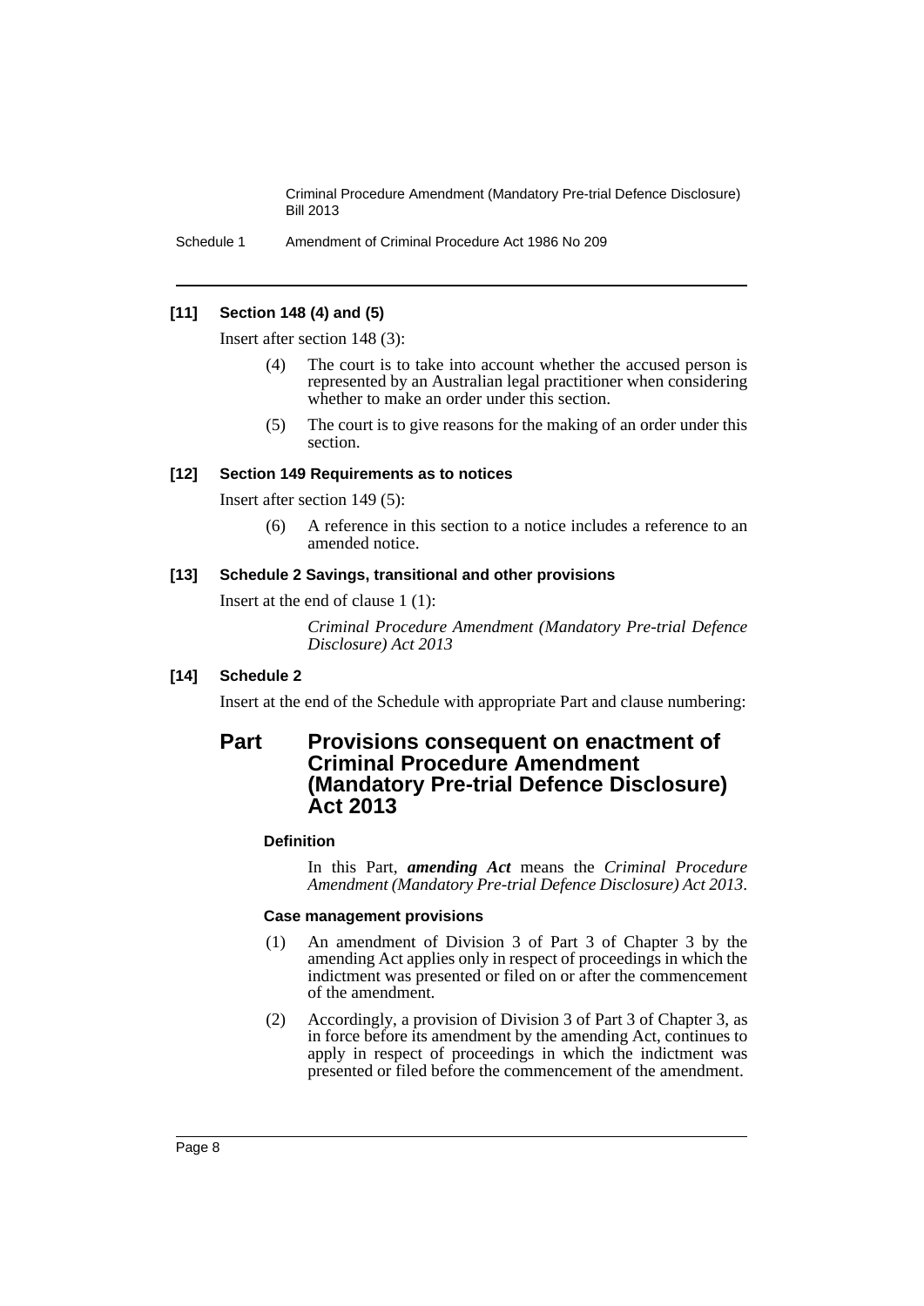**[11] Section 148 (4) and (5)**

Insert after section 148 (3):

(4) The court is to take into account whether the accused person is represented by an Australian legal practitioner when considering whether to make an order under this section.

(5) The court is to give reasons for the making of an order under this section.

**[12] Section 149 Requirements as to notices**

Insert after section 149 (5):

(6) A reference in this section to a notice includes a reference to an amended notice.

**[13] Schedule 2 Savings, transitional and other provisions**

Insert at the end of clause 1 (1):

*Criminal Procedure Amendment (Mandatory Pre-trial Defence Disclosure) Act 2013*

**[14] Schedule 2**

Insert at the end of the Schedule with appropriate Part and clause numbering:

## Part Provisions consequent on enactment of Criminal Procedure Amendment (Mandatory Pre-trial Defence Disclosure) Act 2013

**Definition**

In this Part, ***amending Act*** means the *Criminal Procedure Amendment (Mandatory Pre-trial Defence Disclosure) Act 2013*.

**Case management provisions**

(1) An amendment of Division 3 of Part 3 of Chapter 3 by the amending Act applies only in respect of proceedings in which the indictment was presented or filed on or after the commencement of the amendment.

(2) Accordingly, a provision of Division 3 of Part 3 of Chapter 3, as in force before its amendment by the amending Act, continues to apply in respect of proceedings in which the indictment was presented or filed before the commencement of the amendment.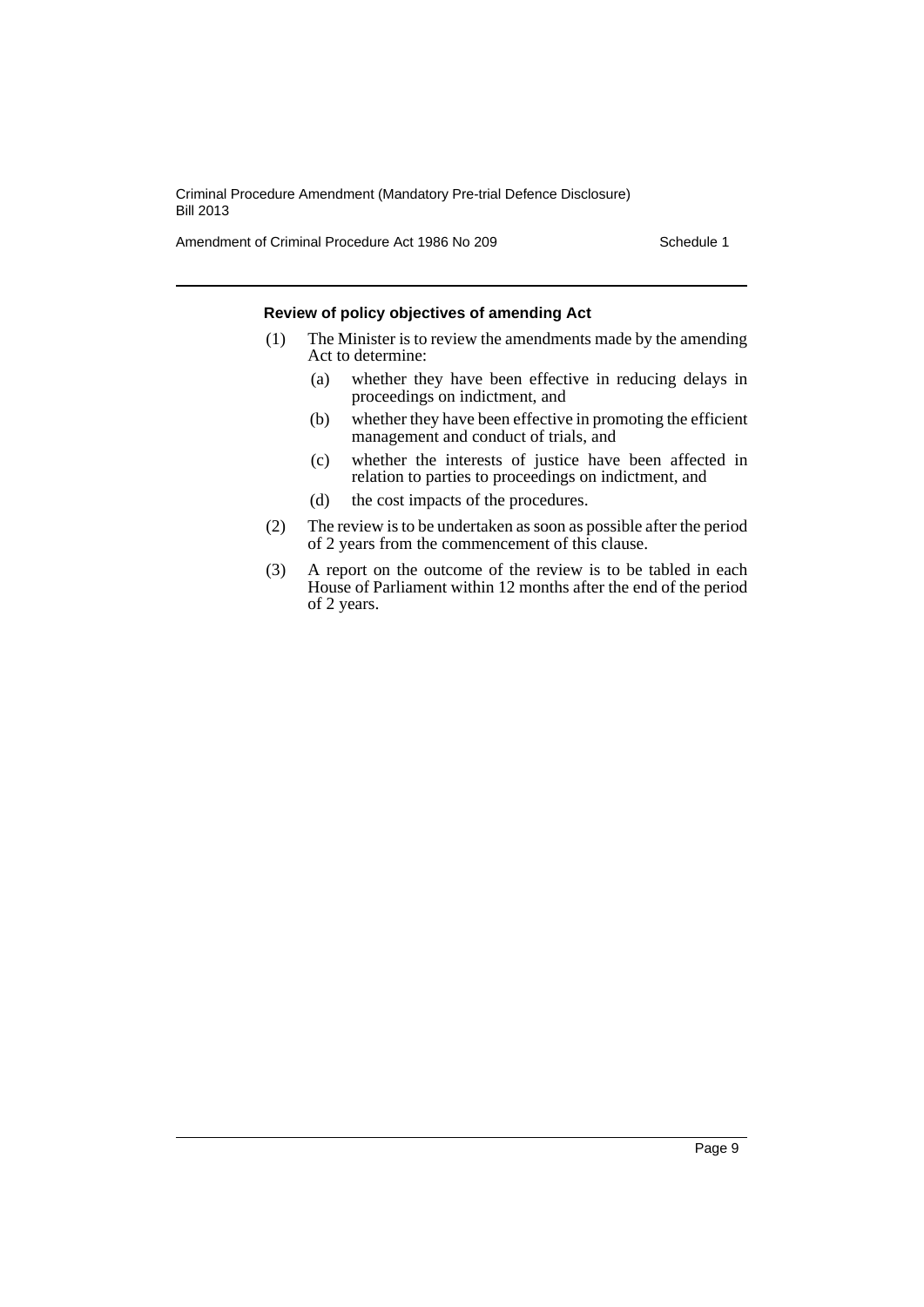**Review of policy objectives of amending Act**

(1) The Minister is to review the amendments made by the amending Act to determine:

(a) whether they have been effective in reducing delays in proceedings on indictment, and

(b) whether they have been effective in promoting the efficient management and conduct of trials, and

(c) whether the interests of justice have been affected in relation to parties to proceedings on indictment, and

(d) the cost impacts of the procedures.

(2) The review is to be undertaken as soon as possible after the period of 2 years from the commencement of this clause.

(3) A report on the outcome of the review is to be tabled in each House of Parliament within 12 months after the end of the period of 2 years.